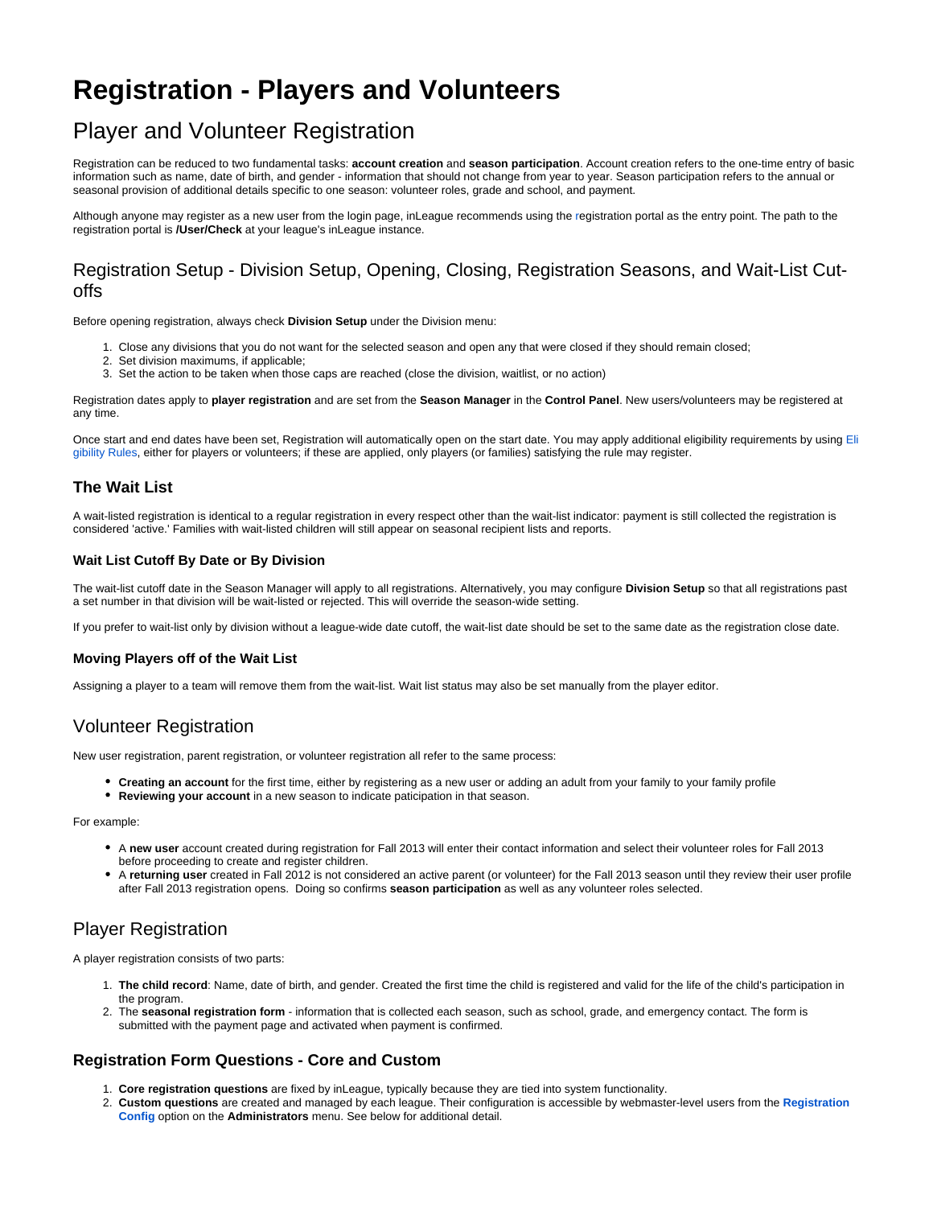# Registration - Players and Volunteers

## Player and Volunteer Registration

Registration can be reduced to two fundamental tasks: **account creation** and **season participation**. Account creation refers to the one-time entry of basic information such as name, date of birth, and gender - information that should not change from year to year. Season participation refers to the annual or seasonal provision of additional details specific to one season: volunteer roles, grade and school, and payment.

Although anyone may register as a new user from the login page, inLeague recommends using the registration portal as the entry point. The path to the registration portal is **/User/Check** at your league's inLeague instance.

## Registration Setup - Division Setup, Opening, Closing, Registration Seasons, and Wait-List Cut-offs

Before opening registration, always check **Division Setup** under the Division menu:

1. Close any divisions that you do not want for the selected season and open any that were closed if they should remain closed;
2. Set division maximums, if applicable;
3. Set the action to be taken when those caps are reached (close the division, waitlist, or no action)

Registration dates apply to **player registration** and are set from the **Season Manager** in the **Control Panel**. New users/volunteers may be registered at any time.

Once start and end dates have been set, Registration will automatically open on the start date. You may apply additional eligibility requirements by using Eligibility Rules, either for players or volunteers; if these are applied, only players (or families) satisfying the rule may register.

### The Wait List

A wait-listed registration is identical to a regular registration in every respect other than the wait-list indicator: payment is still collected the registration is considered 'active.' Families with wait-listed children will still appear on seasonal recipient lists and reports.

#### Wait List Cutoff By Date or By Division

The wait-list cutoff date in the Season Manager will apply to all registrations. Alternatively, you may configure **Division Setup** so that all registrations past a set number in that division will be wait-listed or rejected. This will override the season-wide setting.

If you prefer to wait-list only by division without a league-wide date cutoff, the wait-list date should be set to the same date as the registration close date.

#### Moving Players off of the Wait List

Assigning a player to a team will remove them from the wait-list. Wait list status may also be set manually from the player editor.

## Volunteer Registration

New user registration, parent registration, or volunteer registration all refer to the same process:

- **Creating an account** for the first time, either by registering as a new user or adding an adult from your family to your family profile
- **Reviewing your account** in a new season to indicate paticipation in that season.

For example:

- A **new user** account created during registration for Fall 2013 will enter their contact information and select their volunteer roles for Fall 2013 before proceeding to create and register children.
- A **returning user** created in Fall 2012 is not considered an active parent (or volunteer) for the Fall 2013 season until they review their user profile after Fall 2013 registration opens. Doing so confirms **season participation** as well as any volunteer roles selected.

## Player Registration

A player registration consists of two parts:

1. **The child record**: Name, date of birth, and gender. Created the first time the child is registered and valid for the life of the child's participation in the program.
2. The **seasonal registration form** - information that is collected each season, such as school, grade, and emergency contact. The form is submitted with the payment page and activated when payment is confirmed.

### Registration Form Questions - Core and Custom

1. **Core registration questions** are fixed by inLeague, typically because they are tied into system functionality.
2. **Custom questions** are created and managed by each league. Their configuration is accessible by webmaster-level users from the **Registration Config** option on the **Administrators** menu. See below for additional detail.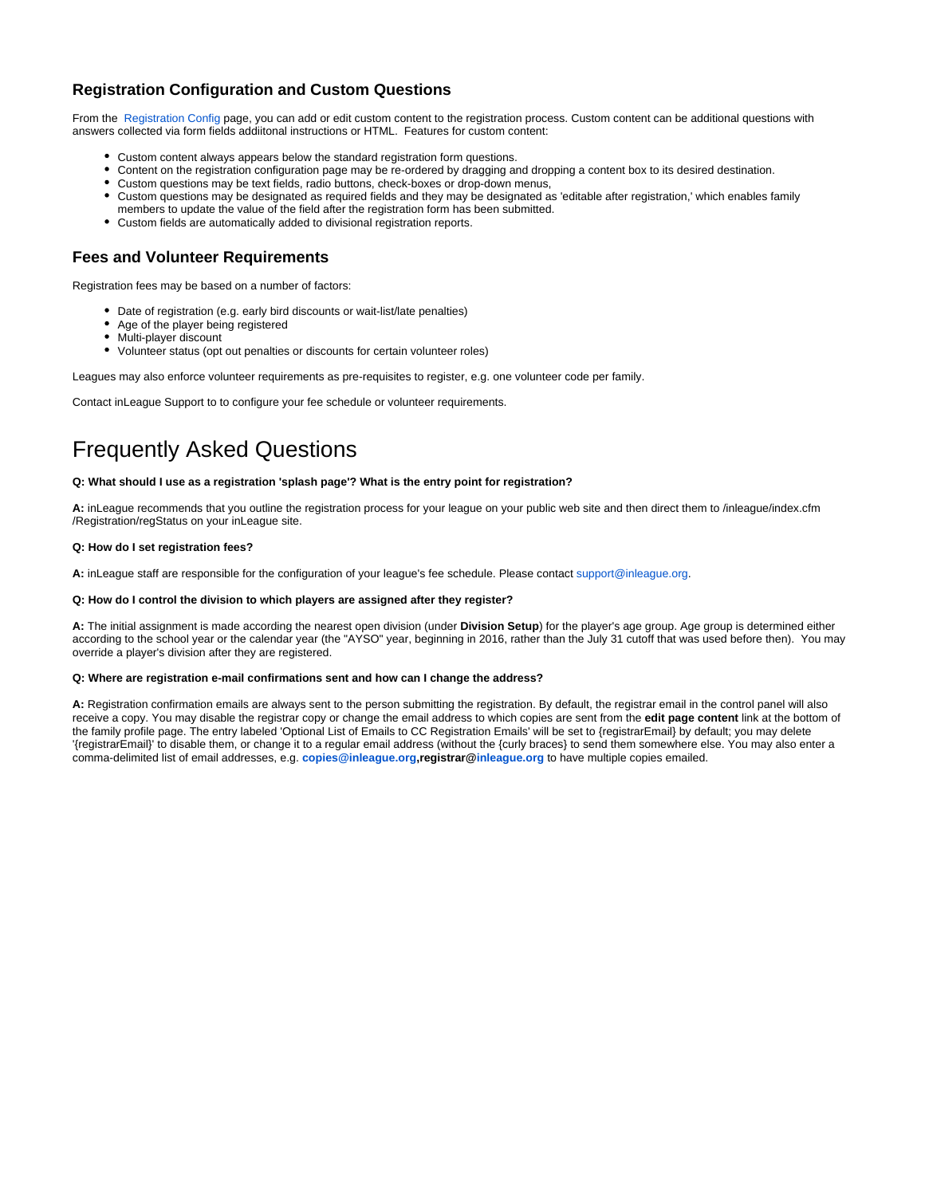### Registration Configuration and Custom Questions

From the Registration Config page, you can add or edit custom content to the registration process. Custom content can be additional questions with answers collected via form fields addiitonal instructions or HTML. Features for custom content:

- Custom content always appears below the standard registration form questions.
- Content on the registration configuration page may be re-ordered by dragging and dropping a content box to its desired destination.
- Custom questions may be text fields, radio buttons, check-boxes or drop-down menus,
- Custom questions may be designated as required fields and they may be designated as 'editable after registration,' which enables family members to update the value of the field after the registration form has been submitted.
- Custom fields are automatically added to divisional registration reports.

### Fees and Volunteer Requirements

Registration fees may be based on a number of factors:

- Date of registration (e.g. early bird discounts or wait-list/late penalties)
- Age of the player being registered
- Multi-player discount
- Volunteer status (opt out penalties or discounts for certain volunteer roles)

Leagues may also enforce volunteer requirements as pre-requisites to register, e.g. one volunteer code per family.

Contact inLeague Support to to configure your fee schedule or volunteer requirements.

# Frequently Asked Questions

**Q: What should I use as a registration 'splash page'? What is the entry point for registration?**

**A:** inLeague recommends that you outline the registration process for your league on your public web site and then direct them to /inleague/index.cfm /Registration/regStatus on your inLeague site.

**Q: How do I set registration fees?**

**A:** inLeague staff are responsible for the configuration of your league's fee schedule. Please contact support@inleague.org.

**Q: How do I control the division to which players are assigned after they register?**

**A:** The initial assignment is made according the nearest open division (under **Division Setup**) for the player's age group. Age group is determined either according to the school year or the calendar year (the "AYSO" year, beginning in 2016, rather than the July 31 cutoff that was used before then). You may override a player's division after they are registered.

**Q: Where are registration e-mail confirmations sent and how can I change the address?**

**A:** Registration confirmation emails are always sent to the person submitting the registration. By default, the registrar email in the control panel will also receive a copy. You may disable the registrar copy or change the email address to which copies are sent from the **edit page content** link at the bottom of the family profile page. The entry labeled 'Optional List of Emails to CC Registration Emails' will be set to {registrarEmail} by default; you may delete '{registrarEmail}' to disable them, or change it to a regular email address (without the {curly braces} to send them somewhere else. You may also enter a comma-delimited list of email addresses, e.g. **copies@inleague.org,registrar@inleague.org** to have multiple copies emailed.